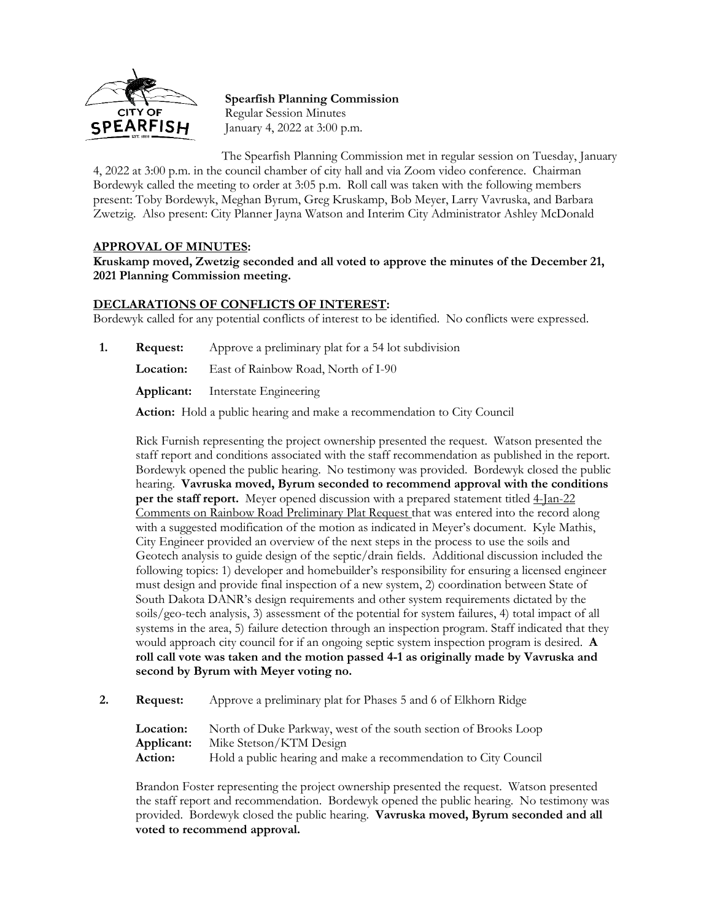**Spearfish Planning Commission**
Regular Session Minutes
January 4, 2022 at 3:00 p.m.

The Spearfish Planning Commission met in regular session on Tuesday, January 4, 2022 at 3:00 p.m. in the council chamber of city hall and via Zoom video conference. Chairman Bordewyk called the meeting to order at 3:05 p.m. Roll call was taken with the following members present: Toby Bordewyk, Meghan Byrum, Greg Kruskamp, Bob Meyer, Larry Vavruska, and Barbara Zwetzig. Also present: City Planner Jayna Watson and Interim City Administrator Ashley McDonald

**APPROVAL OF MINUTES:**

**Kruskamp moved, Zwetzig seconded and all voted to approve the minutes of the December 21, 2021 Planning Commission meeting.**

**DECLARATIONS OF CONFLICTS OF INTEREST:**

Bordewyk called for any potential conflicts of interest to be identified. No conflicts were expressed.

1. **Request:** Approve a preliminary plat for a 54 lot subdivision

   **Location:** East of Rainbow Road, North of I-90

   **Applicant:** Interstate Engineering

   **Action:** Hold a public hearing and make a recommendation to City Council

   Rick Furnish representing the project ownership presented the request. Watson presented the staff report and conditions associated with the staff recommendation as published in the report. Bordewyk opened the public hearing. No testimony was provided. Bordewyk closed the public hearing. **Vavruska moved, Byrum seconded to recommend approval with the conditions per the staff report.** Meyer opened discussion with a prepared statement titled 4-Jan-22 Comments on Rainbow Road Preliminary Plat Request that was entered into the record along with a suggested modification of the motion as indicated in Meyer's document. Kyle Mathis, City Engineer provided an overview of the next steps in the process to use the soils and Geotech analysis to guide design of the septic/drain fields. Additional discussion included the following topics: 1) developer and homebuilder's responsibility for ensuring a licensed engineer must design and provide final inspection of a new system, 2) coordination between State of South Dakota DANR's design requirements and other system requirements dictated by the soils/geo-tech analysis, 3) assessment of the potential for system failures, 4) total impact of all systems in the area, 5) failure detection through an inspection program. Staff indicated that they would approach city council for if an ongoing septic system inspection program is desired. **A roll call vote was taken and the motion passed 4-1 as originally made by Vavruska and second by Byrum with Meyer voting no.**

2. **Request:** Approve a preliminary plat for Phases 5 and 6 of Elkhorn Ridge

   **Location:** North of Duke Parkway, west of the south section of Brooks Loop
   **Applicant:** Mike Stetson/KTM Design
   **Action:** Hold a public hearing and make a recommendation to City Council

   Brandon Foster representing the project ownership presented the request. Watson presented the staff report and recommendation. Bordewyk opened the public hearing. No testimony was provided. Bordewyk closed the public hearing. **Vavruska moved, Byrum seconded and all voted to recommend approval.**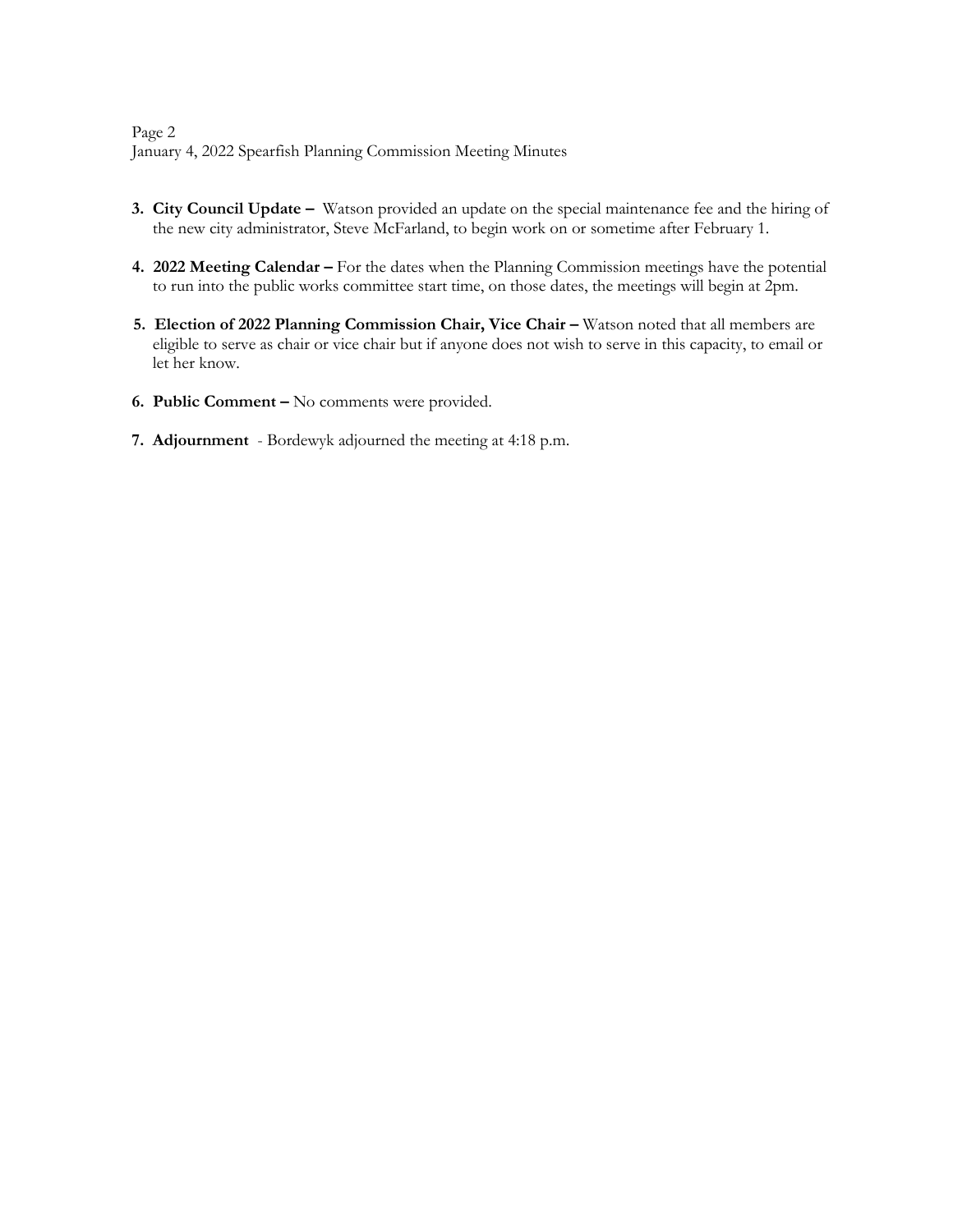3. **City Council Update –** Watson provided an update on the special maintenance fee and the hiring of the new city administrator, Steve McFarland, to begin work on or sometime after February 1.

4. **2022 Meeting Calendar –** For the dates when the Planning Commission meetings have the potential to run into the public works committee start time, on those dates, the meetings will begin at 2pm.

5. **Election of 2022 Planning Commission Chair, Vice Chair –** Watson noted that all members are eligible to serve as chair or vice chair but if anyone does not wish to serve in this capacity, to email or let her know.

6. **Public Comment –** No comments were provided.

7. **Adjournment** - Bordewyk adjourned the meeting at 4:18 p.m.